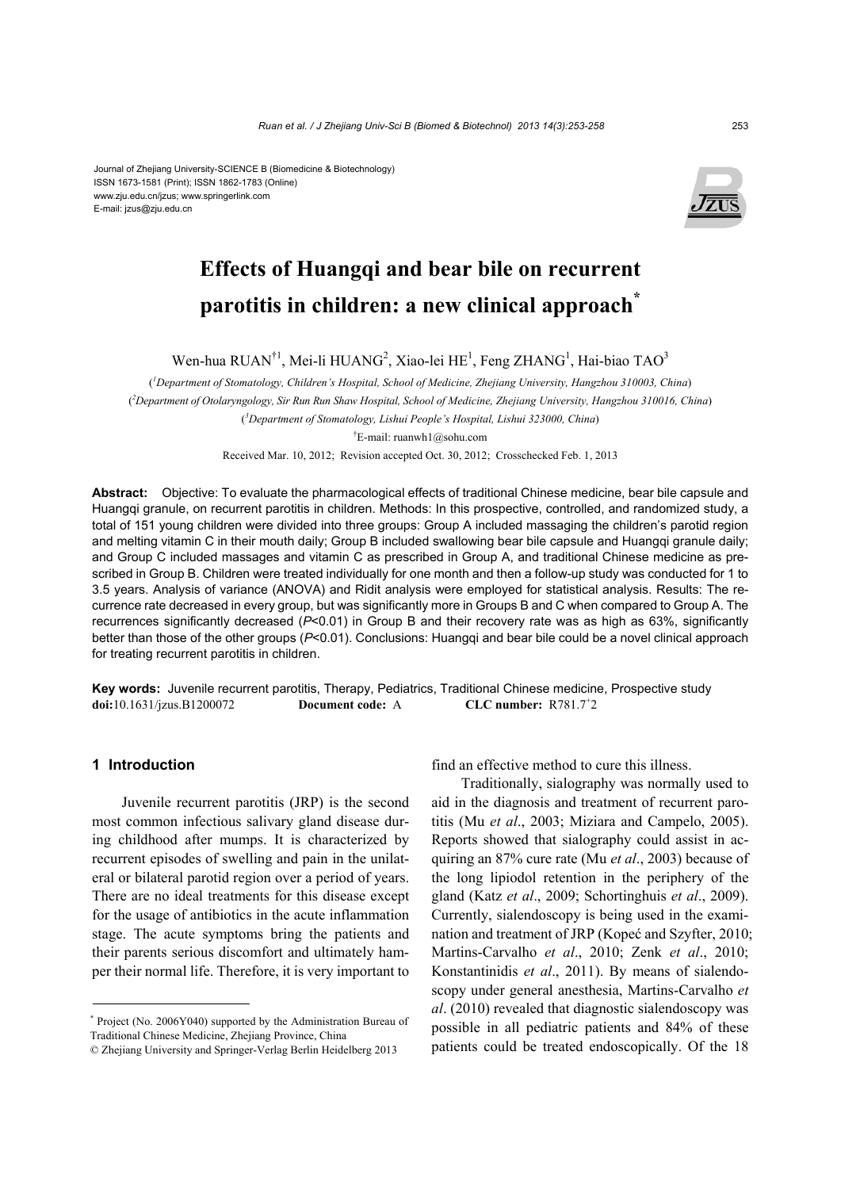Journal of Zhejiang University-SCIENCE B (Biomedicine & Biotechnology)
ISSN 1673-1581 (Print); ISSN 1862-1783 (Online)
www.zju.edu.cn/jzus; www.springerlink.com
E-mail: jzus@zju.edu.cn

# Effects of Huangqi and bear bile on recurrent parotitis in children: a new clinical approach*

Wen-hua RUAN†1, Mei-li HUANG[2], Xiao-lei HE[1], Feng ZHANG[1], Hai-biao TAO[3]

([1]*Department of Stomatology, Children's Hospital, School of Medicine, Zhejiang University, Hangzhou 310003, China*)

([2]*Department of Otolaryngology, Sir Run Run Shaw Hospital, School of Medicine, Zhejiang University, Hangzhou 310016, China*)

([3]*Department of Stomatology, Lishui People's Hospital, Lishui 323000, China*)

†E-mail: ruanwh1@sohu.com

Received Mar. 10, 2012; Revision accepted Oct. 30, 2012; Crosschecked Feb. 1, 2013

**Abstract:** Objective: To evaluate the pharmacological effects of traditional Chinese medicine, bear bile capsule and Huangqi granule, on recurrent parotitis in children. Methods: In this prospective, controlled, and randomized study, a total of 151 young children were divided into three groups: Group A included massaging the children's parotid region and melting vitamin C in their mouth daily; Group B included swallowing bear bile capsule and Huangqi granule daily; and Group C included massages and vitamin C as prescribed in Group A, and traditional Chinese medicine as prescribed in Group B. Children were treated individually for one month and then a follow-up study was conducted for 1 to 3.5 years. Analysis of variance (ANOVA) and Ridit analysis were employed for statistical analysis. Results: The recurrence rate decreased in every group, but was significantly more in Groups B and C when compared to Group A. The recurrences significantly decreased ($P<0.01$) in Group B and their recovery rate was as high as 63%, significantly better than those of the other groups ($P<0.01$). Conclusions: Huangqi and bear bile could be a novel clinical approach for treating recurrent parotitis in children.

**Key words:** Juvenile recurrent parotitis, Therapy, Pediatrics, Traditional Chinese medicine, Prospective study

**doi:**10.1631/jzus.B1200072 **Document code:** A **CLC number:** R781.7⁺2

## 1 Introduction

Juvenile recurrent parotitis (JRP) is the second most common infectious salivary gland disease during childhood after mumps. It is characterized by recurrent episodes of swelling and pain in the unilateral or bilateral parotid region over a period of years. There are no ideal treatments for this disease except for the usage of antibiotics in the acute inflammation stage. The acute symptoms bring the patients and their parents serious discomfort and ultimately hamper their normal life. Therefore, it is very important to find an effective method to cure this illness.

Traditionally, sialography was normally used to aid in the diagnosis and treatment of recurrent parotitis (Mu *et al*., 2003; Miziara and Campelo, 2005). Reports showed that sialography could assist in acquiring an 87% cure rate (Mu *et al*., 2003) because of the long lipiodol retention in the periphery of the gland (Katz *et al*., 2009; Schortinghuis *et al*., 2009). Currently, sialendoscopy is being used in the examination and treatment of JRP (Kopeć and Szyfter, 2010; Martins-Carvalho *et al*., 2010; Zenk *et al*., 2010; Konstantinidis *et al*., 2011). By means of sialendoscopy under general anesthesia, Martins-Carvalho *et al*. (2010) revealed that diagnostic sialendoscopy was possible in all pediatric patients and 84% of these patients could be treated endoscopically. Of the 18

---

\* Project (No. 2006Y040) supported by the Administration Bureau of Traditional Chinese Medicine, Zhejiang Province, China

© Zhejiang University and Springer-Verlag Berlin Heidelberg 2013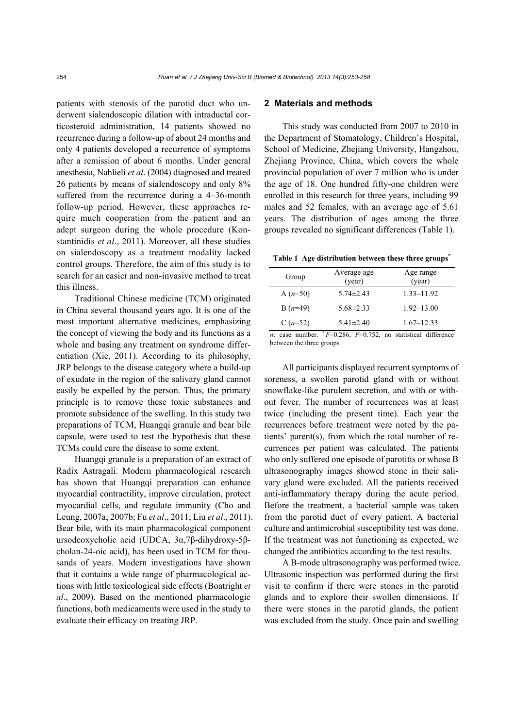patients with stenosis of the parotid duct who underwent sialendoscopic dilation with intraductal corticosteroid administration, 14 patients showed no recurrence during a follow-up of about 24 months and only 4 patients developed a recurrence of symptoms after a remission of about 6 months. Under general anesthesia, Nahlieli *et al*. (2004) diagnosed and treated 26 patients by means of sialendoscopy and only 8% suffered from the recurrence during a 4–36-month follow-up period. However, these approaches require much cooperation from the patient and an adept surgeon during the whole procedure (Konstantinidis *et al*., 2011). Moreover, all these studies on sialendoscopy as a treatment modality lacked control groups. Therefore, the aim of this study is to search for an easier and non-invasive method to treat this illness.

Traditional Chinese medicine (TCM) originated in China several thousand years ago. It is one of the most important alternative medicines, emphasizing the concept of viewing the body and its functions as a whole and basing any treatment on syndrome differentiation (Xie, 2011). According to its philosophy, JRP belongs to the disease category where a build-up of exudate in the region of the salivary gland cannot easily be expelled by the person. Thus, the primary principle is to remove these toxic substances and promote subsidence of the swelling. In this study two preparations of TCM, Huangqi granule and bear bile capsule, were used to test the hypothesis that these TCMs could cure the disease to some extent.

Huangqi granule is a preparation of an extract of Radix Astragali. Modern pharmacological research has shown that Huangqi preparation can enhance myocardial contractility, improve circulation, protect myocardial cells, and regulate immunity (Cho and Leung, 2007a; 2007b; Fu *et al*., 2011; Liu *et al*., 2011). Bear bile, with its main pharmacological component ursodeoxycholic acid (UDCA, 3α,7β-dihydroxy-5β-cholan-24-oic acid), has been used in TCM for thousands of years. Modern investigations have shown that it contains a wide range of pharmacological actions with little toxicological side effects (Boatright *et al*., 2009). Based on the mentioned pharmacologic functions, both medicaments were used in the study to evaluate their efficacy on treating JRP.

## 2 Materials and methods

This study was conducted from 2007 to 2010 in the Department of Stomatology, Children's Hospital, School of Medicine, Zhejiang University, Hangzhou, Zhejiang Province, China, which covers the whole provincial population of over 7 million who is under the age of 18. One hundred fifty-one children were enrolled in this research for three years, including 99 males and 52 females, with an average age of 5.61 years. The distribution of ages among the three groups revealed no significant differences (Table 1).

**Table 1 Age distribution between these three groups***

| Group | Average age (year) | Age range (year) |
|---|---|---|
| A ($n$=50) | 5.74±2.43 | 1.33–11.92 |
| B ($n$=49) | 5.68±2.33 | 1.92–13.00 |
| C ($n$=52) | 5.41±2.40 | 1.67–12.33 |

$n$: case number. * $F$=0.286, $P$=0.752, no statistical difference between the three groups

All participants displayed recurrent symptoms of soreness, a swollen parotid gland with or without snowflake-like purulent secretion, and with or without fever. The number of recurrences was at least twice (including the present time). Each year the recurrences before treatment were noted by the patients' parent(s), from which the total number of recurrences per patient was calculated. The patients who only suffered one episode of parotitis or whose B ultrasonography images showed stone in their salivary gland were excluded. All the patients received anti-inflammatory therapy during the acute period. Before the treatment, a bacterial sample was taken from the parotid duct of every patient. A bacterial culture and antimicrobial susceptibility test was done. If the treatment was not functioning as expected, we changed the antibiotics according to the test results.

A B-mode ultrasonography was performed twice. Ultrasonic inspection was performed during the first visit to confirm if there were stones in the parotid glands and to explore their swollen dimensions. If there were stones in the parotid glands, the patient was excluded from the study. Once pain and swelling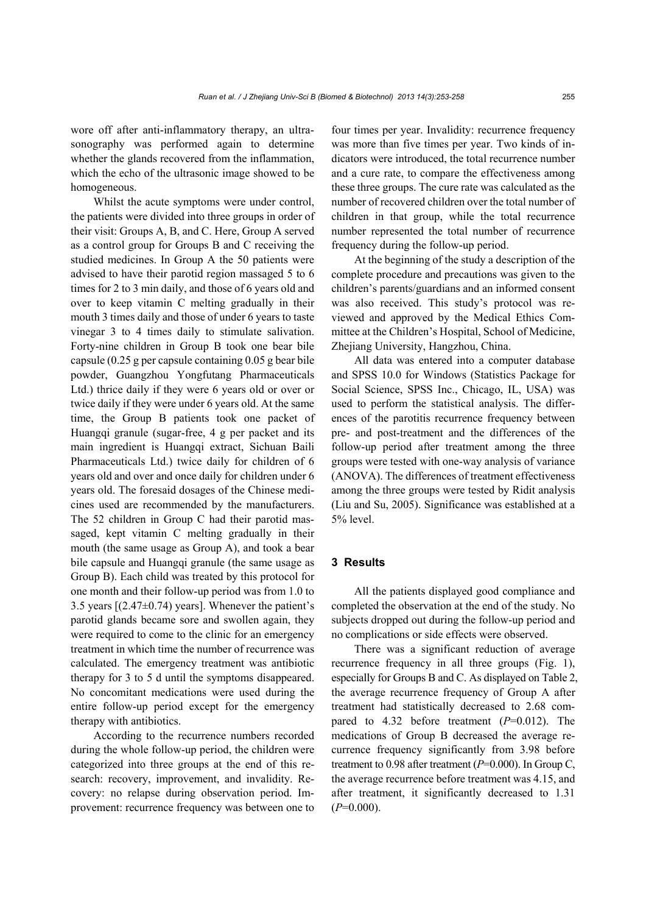wore off after anti-inflammatory therapy, an ultrasonography was performed again to determine whether the glands recovered from the inflammation, which the echo of the ultrasonic image showed to be homogeneous.

Whilst the acute symptoms were under control, the patients were divided into three groups in order of their visit: Groups A, B, and C. Here, Group A served as a control group for Groups B and C receiving the studied medicines. In Group A the 50 patients were advised to have their parotid region massaged 5 to 6 times for 2 to 3 min daily, and those of 6 years old and over to keep vitamin C melting gradually in their mouth 3 times daily and those of under 6 years to taste vinegar 3 to 4 times daily to stimulate salivation. Forty-nine children in Group B took one bear bile capsule (0.25 g per capsule containing 0.05 g bear bile powder, Guangzhou Yongfutang Pharmaceuticals Ltd.) thrice daily if they were 6 years old or over or twice daily if they were under 6 years old. At the same time, the Group B patients took one packet of Huangqi granule (sugar-free, 4 g per packet and its main ingredient is Huangqi extract, Sichuan Baili Pharmaceuticals Ltd.) twice daily for children of 6 years old and over and once daily for children under 6 years old. The foresaid dosages of the Chinese medicines used are recommended by the manufacturers. The 52 children in Group C had their parotid massaged, kept vitamin C melting gradually in their mouth (the same usage as Group A), and took a bear bile capsule and Huangqi granule (the same usage as Group B). Each child was treated by this protocol for one month and their follow-up period was from 1.0 to 3.5 years [(2.47±0.74) years]. Whenever the patient's parotid glands became sore and swollen again, they were required to come to the clinic for an emergency treatment in which time the number of recurrence was calculated. The emergency treatment was antibiotic therapy for 3 to 5 d until the symptoms disappeared. No concomitant medications were used during the entire follow-up period except for the emergency therapy with antibiotics.

According to the recurrence numbers recorded during the whole follow-up period, the children were categorized into three groups at the end of this research: recovery, improvement, and invalidity. Recovery: no relapse during observation period. Improvement: recurrence frequency was between one to four times per year. Invalidity: recurrence frequency was more than five times per year. Two kinds of indicators were introduced, the total recurrence number and a cure rate, to compare the effectiveness among these three groups. The cure rate was calculated as the number of recovered children over the total number of children in that group, while the total recurrence number represented the total number of recurrence frequency during the follow-up period.

At the beginning of the study a description of the complete procedure and precautions was given to the children's parents/guardians and an informed consent was also received. This study's protocol was reviewed and approved by the Medical Ethics Committee at the Children's Hospital, School of Medicine, Zhejiang University, Hangzhou, China.

All data was entered into a computer database and SPSS 10.0 for Windows (Statistics Package for Social Science, SPSS Inc., Chicago, IL, USA) was used to perform the statistical analysis. The differences of the parotitis recurrence frequency between pre- and post-treatment and the differences of the follow-up period after treatment among the three groups were tested with one-way analysis of variance (ANOVA). The differences of treatment effectiveness among the three groups were tested by Ridit analysis (Liu and Su, 2005). Significance was established at a 5% level.

## 3 Results

All the patients displayed good compliance and completed the observation at the end of the study. No subjects dropped out during the follow-up period and no complications or side effects were observed.

There was a significant reduction of average recurrence frequency in all three groups (Fig. 1), especially for Groups B and C. As displayed on Table 2, the average recurrence frequency of Group A after treatment had statistically decreased to 2.68 compared to 4.32 before treatment ($P$=0.012). The medications of Group B decreased the average recurrence frequency significantly from 3.98 before treatment to 0.98 after treatment ($P$=0.000). In Group C, the average recurrence before treatment was 4.15, and after treatment, it significantly decreased to 1.31 ($P$=0.000).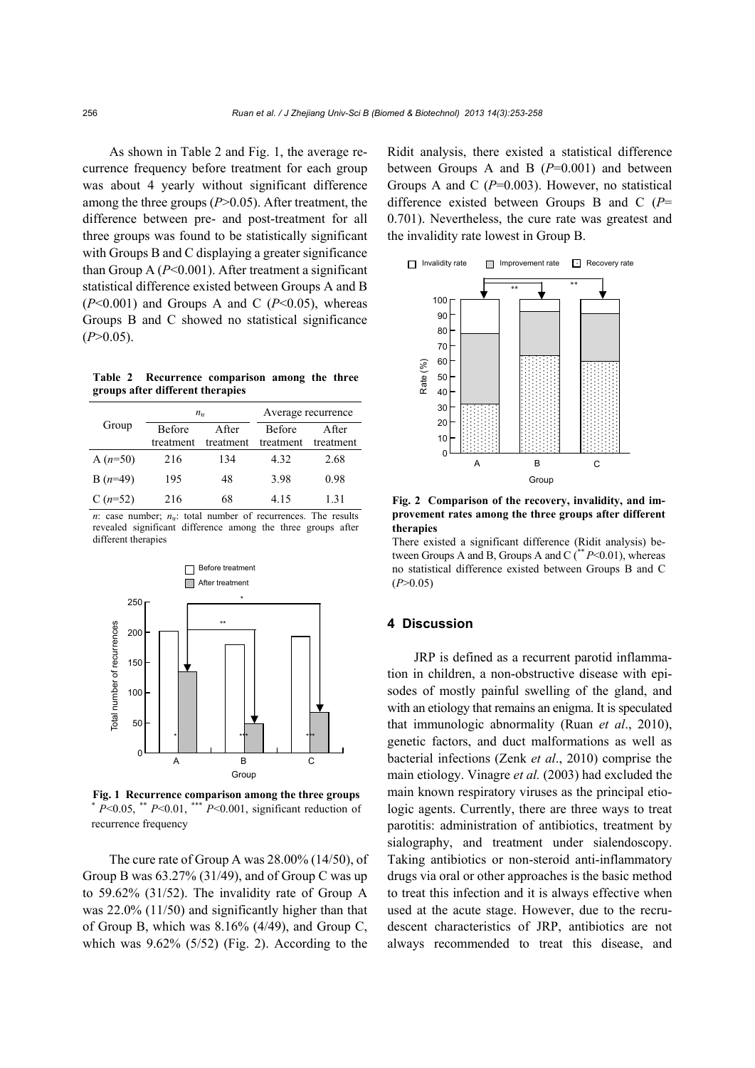As shown in Table 2 and Fig. 1, the average recurrence frequency before treatment for each group was about 4 yearly without significant difference among the three groups ($P$>0.05). After treatment, the difference between pre- and post-treatment for all three groups was found to be statistically significant with Groups B and C displaying a greater significance than Group A ($P$<0.001). After treatment a significant statistical difference existed between Groups A and B ($P$<0.001) and Groups A and C ($P$<0.05), whereas Groups B and C showed no statistical significance ($P$>0.05).

**Table 2 Recurrence comparison among the three groups after different therapies**

| Group | $n_{tr}$ | | Average recurrence | |
|---|---|---|---|---|
| | Before treatment | After treatment | Before treatment | After treatment |
| A ($n$=50) | 216 | 134 | 4.32 | 2.68 |
| B ($n$=49) | 195 | 48 | 3.98 | 0.98 |
| C ($n$=52) | 216 | 68 | 4.15 | 1.31 |

$n$: case number; $n_{tr}$: total number of recurrences. The results revealed significant difference among the three groups after different therapies

**Fig. 1 Recurrence comparison among the three groups**
$^{*}$ $P$<0.05, $^{**}$ $P$<0.01, $^{***}$ $P$<0.001, significant reduction of recurrence frequency

The cure rate of Group A was 28.00% (14/50), of Group B was 63.27% (31/49), and of Group C was up to 59.62% (31/52). The invalidity rate of Group A was 22.0% (11/50) and significantly higher than that of Group B, which was 8.16% (4/49), and Group C, which was 9.62% (5/52) (Fig. 2). According to the Ridit analysis, there existed a statistical difference between Groups A and B ($P$=0.001) and between Groups A and C ($P$=0.003). However, no statistical difference existed between Groups B and C ($P$=0.701). Nevertheless, the cure rate was greatest and the invalidity rate lowest in Group B.

**Fig. 2 Comparison of the recovery, invalidity, and improvement rates among the three groups after different therapies**

There existed a significant difference (Ridit analysis) between Groups A and B, Groups A and C ($^{**}$ $P$<0.01), whereas no statistical difference existed between Groups B and C ($P$>0.05)

## 4 Discussion

JRP is defined as a recurrent parotid inflammation in children, a non-obstructive disease with episodes of mostly painful swelling of the gland, and with an etiology that remains an enigma. It is speculated that immunologic abnormality (Ruan *et al*., 2010), genetic factors, and duct malformations as well as bacterial infections (Zenk *et al*., 2010) comprise the main etiology. Vinagre *et al.* (2003) had excluded the main known respiratory viruses as the principal etiologic agents. Currently, there are three ways to treat parotitis: administration of antibiotics, treatment by sialography, and treatment under sialendoscopy. Taking antibiotics or non-steroid anti-inflammatory drugs via oral or other approaches is the basic method to treat this infection and it is always effective when used at the acute stage. However, due to the recrudescent characteristics of JRP, antibiotics are not always recommended to treat this disease, and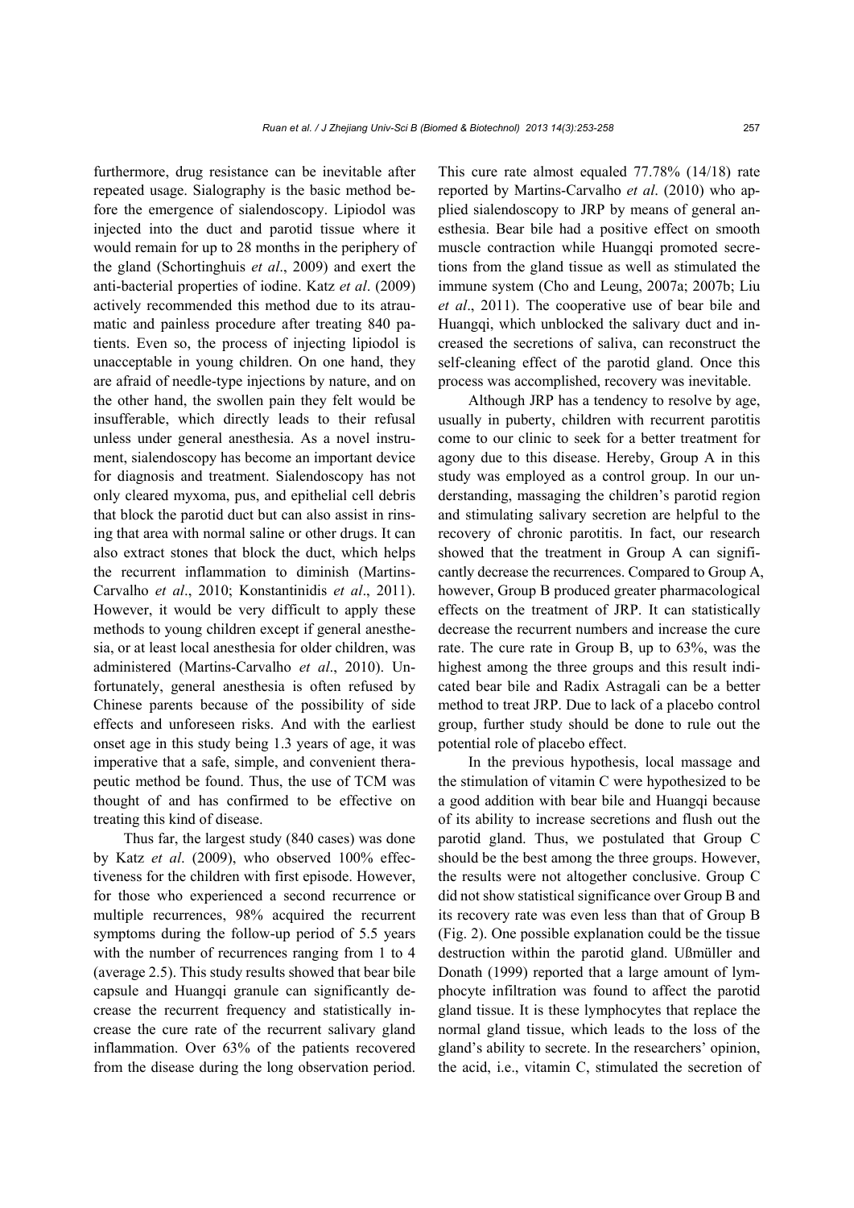furthermore, drug resistance can be inevitable after repeated usage. Sialography is the basic method before the emergence of sialendoscopy. Lipiodol was injected into the duct and parotid tissue where it would remain for up to 28 months in the periphery of the gland (Schortinghuis *et al*., 2009) and exert the anti-bacterial properties of iodine. Katz *et al*. (2009) actively recommended this method due to its atraumatic and painless procedure after treating 840 patients. Even so, the process of injecting lipiodol is unacceptable in young children. On one hand, they are afraid of needle-type injections by nature, and on the other hand, the swollen pain they felt would be insufferable, which directly leads to their refusal unless under general anesthesia. As a novel instrument, sialendoscopy has become an important device for diagnosis and treatment. Sialendoscopy has not only cleared myxoma, pus, and epithelial cell debris that block the parotid duct but can also assist in rinsing that area with normal saline or other drugs. It can also extract stones that block the duct, which helps the recurrent inflammation to diminish (Martins-Carvalho *et al*., 2010; Konstantinidis *et al*., 2011). However, it would be very difficult to apply these methods to young children except if general anesthesia, or at least local anesthesia for older children, was administered (Martins-Carvalho *et al*., 2010). Unfortunately, general anesthesia is often refused by Chinese parents because of the possibility of side effects and unforeseen risks. And with the earliest onset age in this study being 1.3 years of age, it was imperative that a safe, simple, and convenient therapeutic method be found. Thus, the use of TCM was thought of and has confirmed to be effective on treating this kind of disease.

Thus far, the largest study (840 cases) was done by Katz *et al*. (2009), who observed 100% effectiveness for the children with first episode. However, for those who experienced a second recurrence or multiple recurrences, 98% acquired the recurrent symptoms during the follow-up period of 5.5 years with the number of recurrences ranging from 1 to 4 (average 2.5). This study results showed that bear bile capsule and Huangqi granule can significantly decrease the recurrent frequency and statistically increase the cure rate of the recurrent salivary gland inflammation. Over 63% of the patients recovered from the disease during the long observation period. This cure rate almost equaled 77.78% (14/18) rate reported by Martins-Carvalho *et al*. (2010) who applied sialendoscopy to JRP by means of general anesthesia. Bear bile had a positive effect on smooth muscle contraction while Huangqi promoted secretions from the gland tissue as well as stimulated the immune system (Cho and Leung, 2007a; 2007b; Liu *et al*., 2011). The cooperative use of bear bile and Huangqi, which unblocked the salivary duct and increased the secretions of saliva, can reconstruct the self-cleaning effect of the parotid gland. Once this process was accomplished, recovery was inevitable.

Although JRP has a tendency to resolve by age, usually in puberty, children with recurrent parotitis come to our clinic to seek for a better treatment for agony due to this disease. Hereby, Group A in this study was employed as a control group. In our understanding, massaging the children's parotid region and stimulating salivary secretion are helpful to the recovery of chronic parotitis. In fact, our research showed that the treatment in Group A can significantly decrease the recurrences. Compared to Group A, however, Group B produced greater pharmacological effects on the treatment of JRP. It can statistically decrease the recurrent numbers and increase the cure rate. The cure rate in Group B, up to 63%, was the highest among the three groups and this result indicated bear bile and Radix Astragali can be a better method to treat JRP. Due to lack of a placebo control group, further study should be done to rule out the potential role of placebo effect.

In the previous hypothesis, local massage and the stimulation of vitamin C were hypothesized to be a good addition with bear bile and Huangqi because of its ability to increase secretions and flush out the parotid gland. Thus, we postulated that Group C should be the best among the three groups. However, the results were not altogether conclusive. Group C did not show statistical significance over Group B and its recovery rate was even less than that of Group B (Fig. 2). One possible explanation could be the tissue destruction within the parotid gland. Ußmüller and Donath (1999) reported that a large amount of lymphocyte infiltration was found to affect the parotid gland tissue. It is these lymphocytes that replace the normal gland tissue, which leads to the loss of the gland's ability to secrete. In the researchers' opinion, the acid, i.e., vitamin C, stimulated the secretion of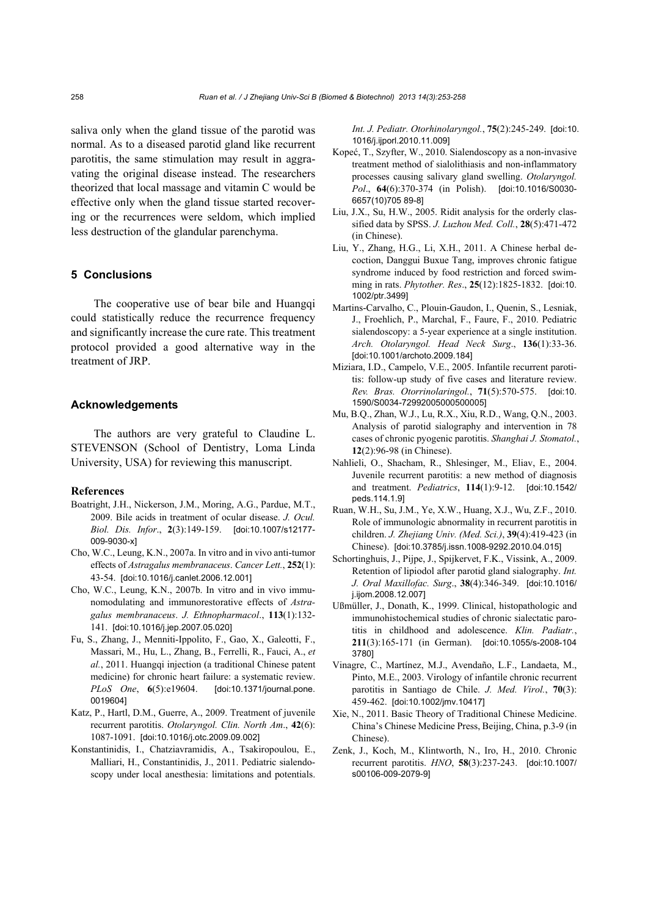saliva only when the gland tissue of the parotid was normal. As to a diseased parotid gland like recurrent parotitis, the same stimulation may result in aggravating the original disease instead. The researchers theorized that local massage and vitamin C would be effective only when the gland tissue started recovering or the recurrences were seldom, which implied less destruction of the glandular parenchyma.

## 5 Conclusions

The cooperative use of bear bile and Huangqi could statistically reduce the recurrence frequency and significantly increase the cure rate. This treatment protocol provided a good alternative way in the treatment of JRP.

## Acknowledgements

The authors are very grateful to Claudine L. STEVENSON (School of Dentistry, Loma Linda University, USA) for reviewing this manuscript.

### References

Boatright, J.H., Nickerson, J.M., Moring, A.G., Pardue, M.T., 2009. Bile acids in treatment of ocular disease. *J. Ocul. Biol. Dis. Infor.*, **2**(3):149-159. [doi:10.1007/s12177-009-9030-x]

Cho, W.C., Leung, K.N., 2007a. In vitro and in vivo anti-tumor effects of *Astragalus membranaceus*. *Cancer Lett.*, **252**(1): 43-54. [doi:10.1016/j.canlet.2006.12.001]

Cho, W.C., Leung, K.N., 2007b. In vitro and in vivo immunomodulating and immunorestorative effects of *Astragalus membranaceus*. *J. Ethnopharmacol.*, **113**(1):132-141. [doi:10.1016/j.jep.2007.05.020]

Fu, S., Zhang, J., Menniti-Ippolito, F., Gao, X., Galeotti, F., Massari, M., Hu, L., Zhang, B., Ferrelli, R., Fauci, A., *et al.*, 2011. Huangqi injection (a traditional Chinese patent medicine) for chronic heart failure: a systematic review. *PLoS One*, **6**(5):e19604. [doi:10.1371/journal.pone.0019604]

Katz, P., Hartl, D.M., Guerre, A., 2009. Treatment of juvenile recurrent parotitis. *Otolaryngol. Clin. North Am.*, **42**(6): 1087-1091. [doi:10.1016/j.otc.2009.09.002]

Konstantinidis, I., Chatziavramidis, A., Tsakiropoulou, E., Malliari, H., Constantinidis, J., 2011. Pediatric sialendoscopy under local anesthesia: limitations and potentials. *Int. J. Pediatr. Otorhinolaryngol.*, **75**(2):245-249. [doi:10.1016/j.ijporl.2010.11.009]

Kopeć, T., Szyfter, W., 2010. Sialendoscopy as a non-invasive treatment method of sialolithiasis and non-inflammatory processes causing salivary gland swelling. *Otolaryngol. Pol.*, **64**(6):370-374 (in Polish). [doi:10.1016/S0030-6657(10)705 89-8]

Liu, J.X., Su, H.W., 2005. Ridit analysis for the orderly classified data by SPSS. *J. Luzhou Med. Coll.*, **28**(5):471-472 (in Chinese).

Liu, Y., Zhang, H.G., Li, X.H., 2011. A Chinese herbal decoction, Danggui Buxue Tang, improves chronic fatigue syndrome induced by food restriction and forced swimming in rats. *Phytother. Res.*, **25**(12):1825-1832. [doi:10.1002/ptr.3499]

Martins-Carvalho, C., Plouin-Gaudon, I., Quenin, S., Lesniak, J., Froehlich, P., Marchal, F., Faure, F., 2010. Pediatric sialendoscopy: a 5-year experience at a single institution. *Arch. Otolaryngol. Head Neck Surg.*, **136**(1):33-36. [doi:10.1001/archoto.2009.184]

Miziara, I.D., Campelo, V.E., 2005. Infantile recurrent parotitis: follow-up study of five cases and literature review. *Rev. Bras. Otorrinolaringol.*, **71**(5):570-575. [doi:10.1590/S0034-72992005000500005]

Mu, B.Q., Zhan, W.J., Lu, R.X., Xiu, R.D., Wang, Q.N., 2003. Analysis of parotid sialography and intervention in 78 cases of chronic pyogenic parotitis. *Shanghai J. Stomatol.*, **12**(2):96-98 (in Chinese).

Nahlieli, O., Shacham, R., Shlesinger, M., Eliav, E., 2004. Juvenile recurrent parotitis: a new method of diagnosis and treatment. *Pediatrics*, **114**(1):9-12. [doi:10.1542/peds.114.1.9]

Ruan, W.H., Su, J.M., Ye, X.W., Huang, X.J., Wu, Z.F., 2010. Role of immunologic abnormality in recurrent parotitis in children. *J. Zhejiang Univ. (Med. Sci.)*, **39**(4):419-423 (in Chinese). [doi:10.3785/j.issn.1008-9292.2010.04.015]

Schortinghuis, J., Pijpe, J., Spijkervet, F.K., Vissink, A., 2009. Retention of lipiodol after parotid gland sialography. *Int. J. Oral Maxillofac. Surg.*, **38**(4):346-349. [doi:10.1016/j.ijom.2008.12.007]

Ußmüller, J., Donath, K., 1999. Clinical, histopathologic and immunohistochemical studies of chronic sialectatic parotitis in childhood and adolescence. *Klin. Padiatr.*, **211**(3):165-171 (in German). [doi:10.1055/s-2008-1043780]

Vinagre, C., Martínez, M.J., Avendaño, L.F., Landaeta, M., Pinto, M.E., 2003. Virology of infantile chronic recurrent parotitis in Santiago de Chile. *J. Med. Virol.*, **70**(3): 459-462. [doi:10.1002/jmv.10417]

Xie, N., 2011. Basic Theory of Traditional Chinese Medicine. China's Chinese Medicine Press, Beijing, China, p.3-9 (in Chinese).

Zenk, J., Koch, M., Klintworth, N., Iro, H., 2010. Chronic recurrent parotitis. *HNO*, **58**(3):237-243. [doi:10.1007/s00106-009-2079-9]